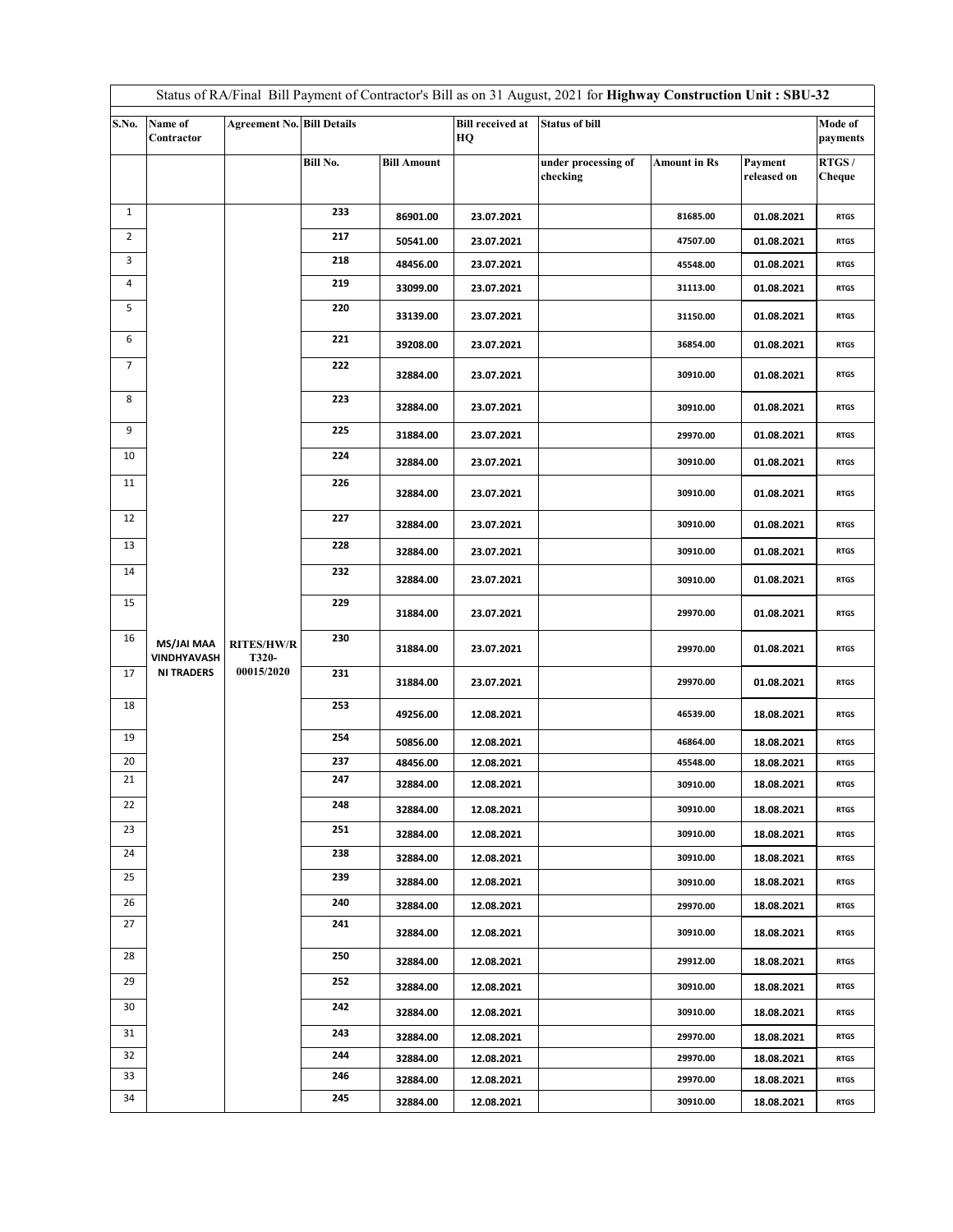| Status of RA/Final Bill Payment of Contractor's Bill as on 31 August, 2021 for **Highway Construction Unit : SBU-32** | | | | | | | | | |
|---|---|---|---|---|---|---|---|---|---|
| S.No. | Name of Contractor | Agreement No. | Bill Details | | Bill received at HQ | Status of bill | | | Mode of payments |
| | | | Bill No. | Bill Amount | | under processing of checking | Amount in Rs | Payment released on | RTGS / Cheque |
| 1 | MS/JAI MAA VINDHYAVASHNI TRADERS | RITES/HW/RT320-00015/2020 | 233 | 86901.00 | 23.07.2021 | | 81685.00 | 01.08.2021 | RTGS |
| 2 | | | 217 | 50541.00 | 23.07.2021 | | 47507.00 | 01.08.2021 | RTGS |
| 3 | | | 218 | 48456.00 | 23.07.2021 | | 45548.00 | 01.08.2021 | RTGS |
| 4 | | | 219 | 33099.00 | 23.07.2021 | | 31113.00 | 01.08.2021 | RTGS |
| 5 | | | 220 | 33139.00 | 23.07.2021 | | 31150.00 | 01.08.2021 | RTGS |
| 6 | | | 221 | 39208.00 | 23.07.2021 | | 36854.00 | 01.08.2021 | RTGS |
| 7 | | | 222 | 32884.00 | 23.07.2021 | | 30910.00 | 01.08.2021 | RTGS |
| 8 | | | 223 | 32884.00 | 23.07.2021 | | 30910.00 | 01.08.2021 | RTGS |
| 9 | | | 225 | 31884.00 | 23.07.2021 | | 29970.00 | 01.08.2021 | RTGS |
| 10 | | | 224 | 32884.00 | 23.07.2021 | | 30910.00 | 01.08.2021 | RTGS |
| 11 | | | 226 | 32884.00 | 23.07.2021 | | 30910.00 | 01.08.2021 | RTGS |
| 12 | | | 227 | 32884.00 | 23.07.2021 | | 30910.00 | 01.08.2021 | RTGS |
| 13 | | | 228 | 32884.00 | 23.07.2021 | | 30910.00 | 01.08.2021 | RTGS |
| 14 | | | 232 | 32884.00 | 23.07.2021 | | 30910.00 | 01.08.2021 | RTGS |
| 15 | | | 229 | 31884.00 | 23.07.2021 | | 29970.00 | 01.08.2021 | RTGS |
| 16 | | | 230 | 31884.00 | 23.07.2021 | | 29970.00 | 01.08.2021 | RTGS |
| 17 | | | 231 | 31884.00 | 23.07.2021 | | 29970.00 | 01.08.2021 | RTGS |
| 18 | | | 253 | 49256.00 | 12.08.2021 | | 46539.00 | 18.08.2021 | RTGS |
| 19 | | | 254 | 50856.00 | 12.08.2021 | | 46864.00 | 18.08.2021 | RTGS |
| 20 | | | 237 | 48456.00 | 12.08.2021 | | 45548.00 | 18.08.2021 | RTGS |
| 21 | | | 247 | 32884.00 | 12.08.2021 | | 30910.00 | 18.08.2021 | RTGS |
| 22 | | | 248 | 32884.00 | 12.08.2021 | | 30910.00 | 18.08.2021 | RTGS |
| 23 | | | 251 | 32884.00 | 12.08.2021 | | 30910.00 | 18.08.2021 | RTGS |
| 24 | | | 238 | 32884.00 | 12.08.2021 | | 30910.00 | 18.08.2021 | RTGS |
| 25 | | | 239 | 32884.00 | 12.08.2021 | | 30910.00 | 18.08.2021 | RTGS |
| 26 | | | 240 | 32884.00 | 12.08.2021 | | 29970.00 | 18.08.2021 | RTGS |
| 27 | | | 241 | 32884.00 | 12.08.2021 | | 30910.00 | 18.08.2021 | RTGS |
| 28 | | | 250 | 32884.00 | 12.08.2021 | | 29912.00 | 18.08.2021 | RTGS |
| 29 | | | 252 | 32884.00 | 12.08.2021 | | 30910.00 | 18.08.2021 | RTGS |
| 30 | | | 242 | 32884.00 | 12.08.2021 | | 30910.00 | 18.08.2021 | RTGS |
| 31 | | | 243 | 32884.00 | 12.08.2021 | | 29970.00 | 18.08.2021 | RTGS |
| 32 | | | 244 | 32884.00 | 12.08.2021 | | 29970.00 | 18.08.2021 | RTGS |
| 33 | | | 246 | 32884.00 | 12.08.2021 | | 29970.00 | 18.08.2021 | RTGS |
| 34 | | | 245 | 32884.00 | 12.08.2021 | | 30910.00 | 18.08.2021 | RTGS |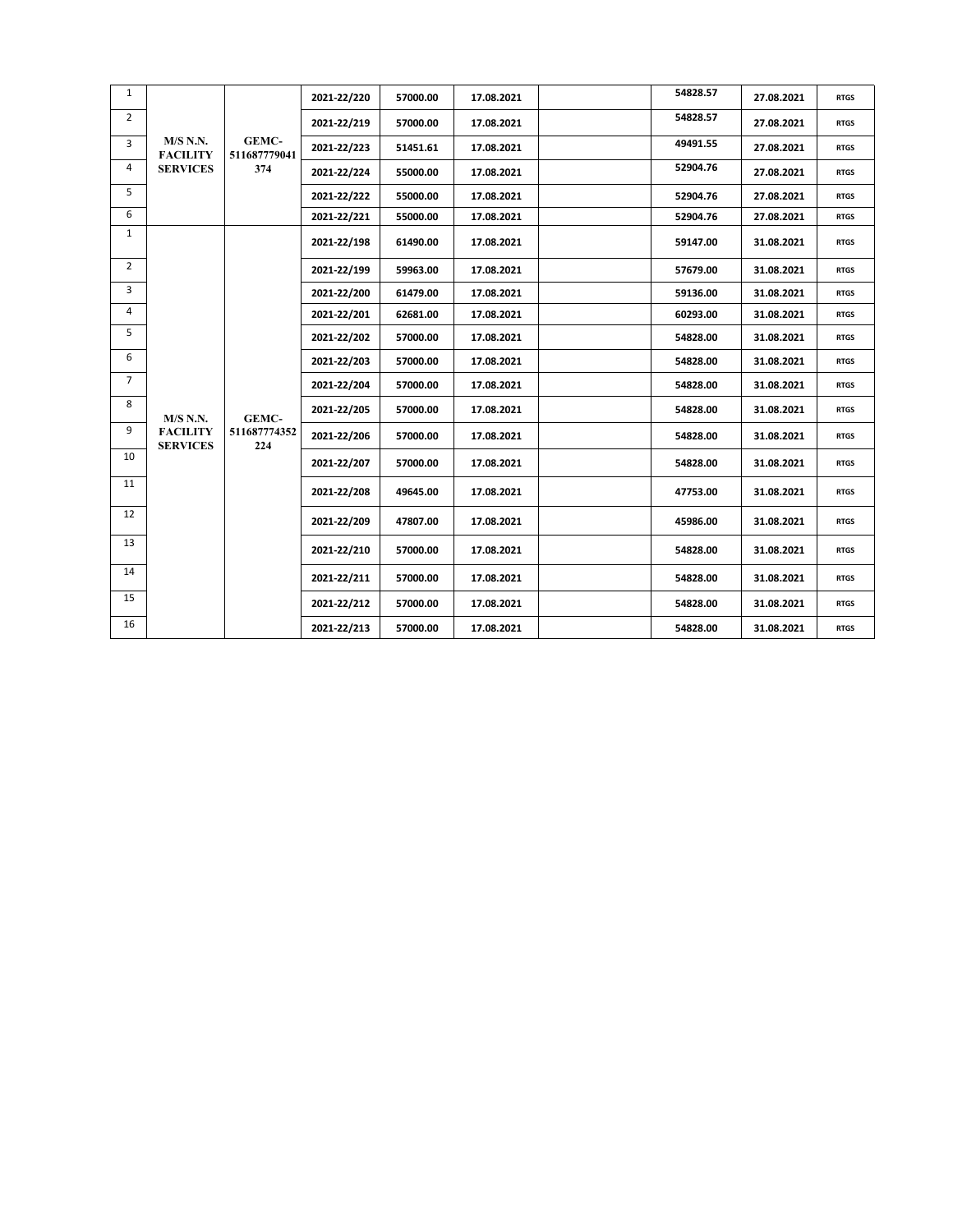| | | | | | | | | | |
|---|---|---|---|---|---|---|---|---|---|
| 1 | M/S N.N. FACILITY SERVICES | GEMC-511687779041374 | 2021-22/220 | 57000.00 | 17.08.2021 | | 54828.57 | 27.08.2021 | RTGS |
| 2 | | | 2021-22/219 | 57000.00 | 17.08.2021 | | 54828.57 | 27.08.2021 | RTGS |
| 3 | | | 2021-22/223 | 51451.61 | 17.08.2021 | | 49491.55 | 27.08.2021 | RTGS |
| 4 | | | 2021-22/224 | 55000.00 | 17.08.2021 | | 52904.76 | 27.08.2021 | RTGS |
| 5 | | | 2021-22/222 | 55000.00 | 17.08.2021 | | 52904.76 | 27.08.2021 | RTGS |
| 6 | | | 2021-22/221 | 55000.00 | 17.08.2021 | | 52904.76 | 27.08.2021 | RTGS |
| 1 | M/S N.N. FACILITY SERVICES | GEMC-511687774352224 | 2021-22/198 | 61490.00 | 17.08.2021 | | 59147.00 | 31.08.2021 | RTGS |
| 2 | | | 2021-22/199 | 59963.00 | 17.08.2021 | | 57679.00 | 31.08.2021 | RTGS |
| 3 | | | 2021-22/200 | 61479.00 | 17.08.2021 | | 59136.00 | 31.08.2021 | RTGS |
| 4 | | | 2021-22/201 | 62681.00 | 17.08.2021 | | 60293.00 | 31.08.2021 | RTGS |
| 5 | | | 2021-22/202 | 57000.00 | 17.08.2021 | | 54828.00 | 31.08.2021 | RTGS |
| 6 | | | 2021-22/203 | 57000.00 | 17.08.2021 | | 54828.00 | 31.08.2021 | RTGS |
| 7 | | | 2021-22/204 | 57000.00 | 17.08.2021 | | 54828.00 | 31.08.2021 | RTGS |
| 8 | | | 2021-22/205 | 57000.00 | 17.08.2021 | | 54828.00 | 31.08.2021 | RTGS |
| 9 | | | 2021-22/206 | 57000.00 | 17.08.2021 | | 54828.00 | 31.08.2021 | RTGS |
| 10 | | | 2021-22/207 | 57000.00 | 17.08.2021 | | 54828.00 | 31.08.2021 | RTGS |
| 11 | | | 2021-22/208 | 49645.00 | 17.08.2021 | | 47753.00 | 31.08.2021 | RTGS |
| 12 | | | 2021-22/209 | 47807.00 | 17.08.2021 | | 45986.00 | 31.08.2021 | RTGS |
| 13 | | | 2021-22/210 | 57000.00 | 17.08.2021 | | 54828.00 | 31.08.2021 | RTGS |
| 14 | | | 2021-22/211 | 57000.00 | 17.08.2021 | | 54828.00 | 31.08.2021 | RTGS |
| 15 | | | 2021-22/212 | 57000.00 | 17.08.2021 | | 54828.00 | 31.08.2021 | RTGS |
| 16 | | | 2021-22/213 | 57000.00 | 17.08.2021 | | 54828.00 | 31.08.2021 | RTGS |